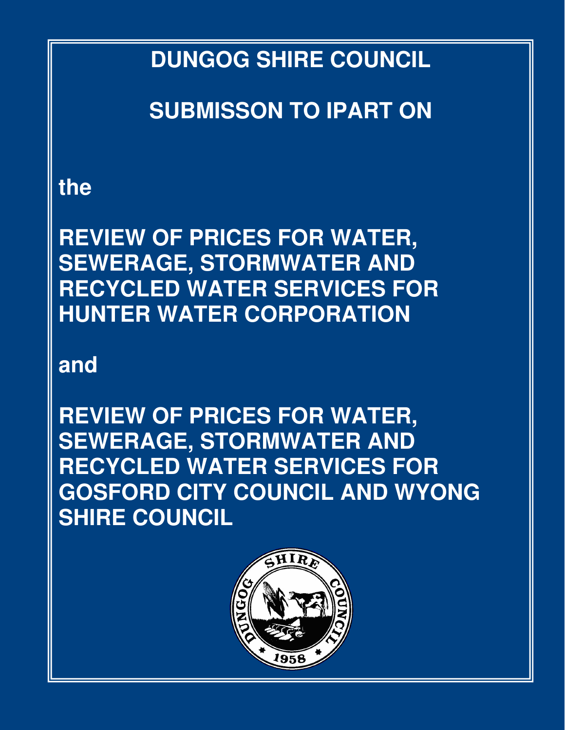# DUNGOG SHIRE COUNCIL

# SUBMISSON TO IPART ON

**the**

# REVIEW OF PRICES FOR WATER, SEWERAGE, STORMWATER AND RECYCLED WATER SERVICES FOR HUNTER WATER CORPORATION

**and**

# REVIEW OF PRICES FOR WATER, SEWERAGE, STORMWATER AND RECYCLED WATER SERVICES FOR GOSFORD CITY COUNCIL AND WYONG SHIRE COUNCIL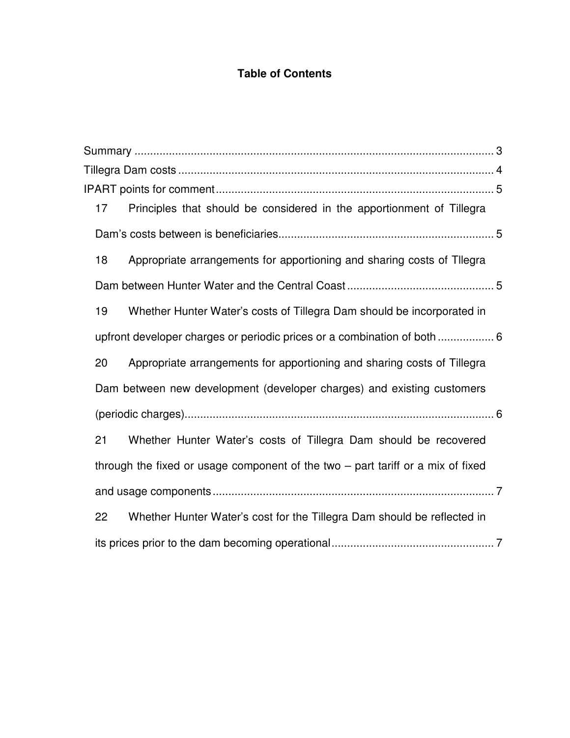# Table of Contents

Summary ................................................................................................... 3

Tillegra Dam costs ..................................................................................... 4

IPART points for comment ......................................................................... 5

17 Principles that should be considered in the apportionment of Tillegra Dam's costs between is beneficiaries ..................................................................... 5

18 Appropriate arrangements for apportioning and sharing costs of Tllegra Dam between Hunter Water and the Central Coast ............................................... 5

19 Whether Hunter Water's costs of Tillegra Dam should be incorporated in upfront developer charges or periodic prices or a combination of both .................. 6

20 Appropriate arrangements for apportioning and sharing costs of Tillegra Dam between new development (developer charges) and existing customers (periodic charges) ................................................................................... 6

21 Whether Hunter Water's costs of Tillegra Dam should be recovered through the fixed or usage component of the two – part tariff or a mix of fixed and usage components ........................................................................... 7

22 Whether Hunter Water's cost for the Tillegra Dam should be reflected in its prices prior to the dam becoming operational .................................................... 7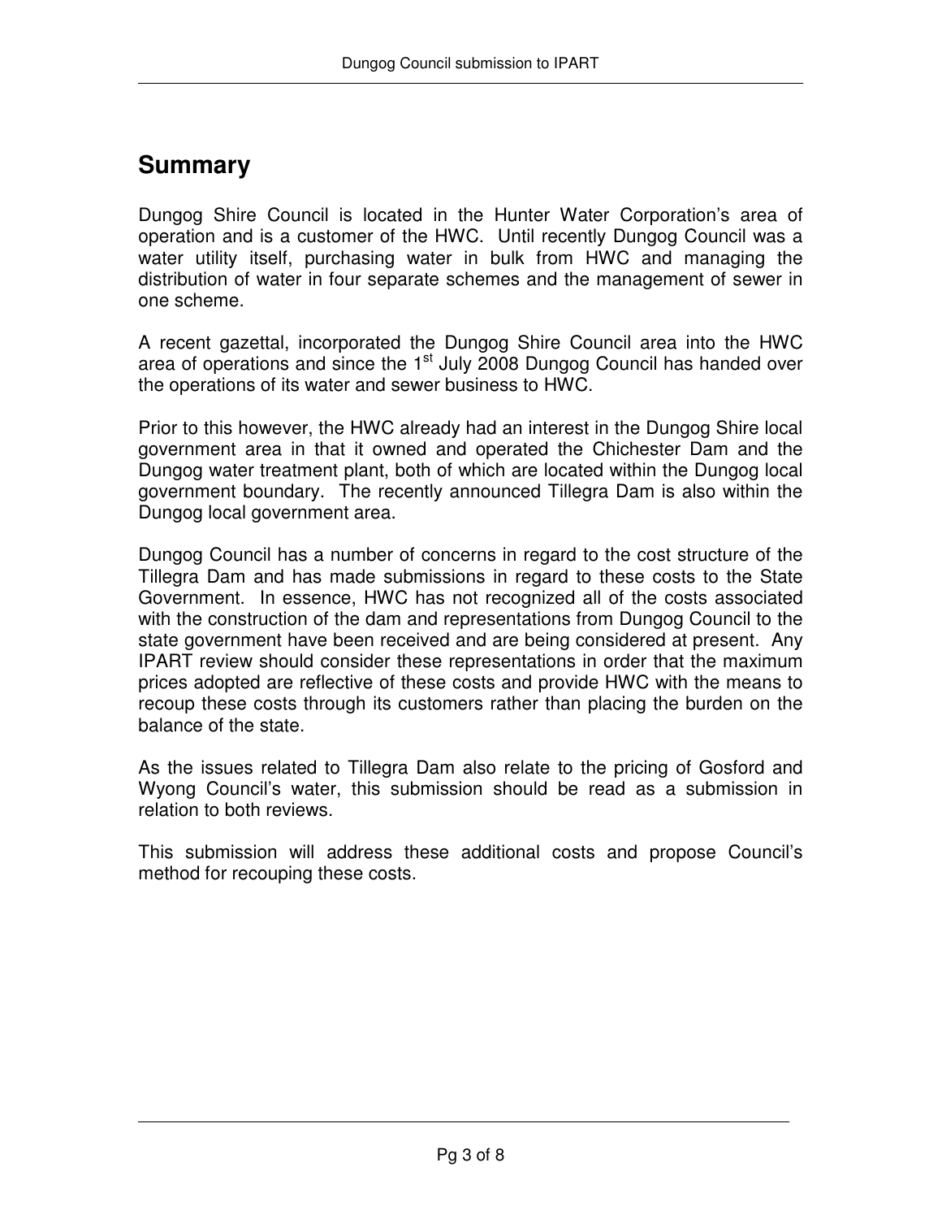## Summary

Dungog Shire Council is located in the Hunter Water Corporation's area of operation and is a customer of the HWC. Until recently Dungog Council was a water utility itself, purchasing water in bulk from HWC and managing the distribution of water in four separate schemes and the management of sewer in one scheme.

A recent gazettal, incorporated the Dungog Shire Council area into the HWC area of operations and since the 1st July 2008 Dungog Council has handed over the operations of its water and sewer business to HWC.

Prior to this however, the HWC already had an interest in the Dungog Shire local government area in that it owned and operated the Chichester Dam and the Dungog water treatment plant, both of which are located within the Dungog local government boundary. The recently announced Tillegra Dam is also within the Dungog local government area.

Dungog Council has a number of concerns in regard to the cost structure of the Tillegra Dam and has made submissions in regard to these costs to the State Government. In essence, HWC has not recognized all of the costs associated with the construction of the dam and representations from Dungog Council to the state government have been received and are being considered at present. Any IPART review should consider these representations in order that the maximum prices adopted are reflective of these costs and provide HWC with the means to recoup these costs through its customers rather than placing the burden on the balance of the state.

As the issues related to Tillegra Dam also relate to the pricing of Gosford and Wyong Council's water, this submission should be read as a submission in relation to both reviews.

This submission will address these additional costs and propose Council's method for recouping these costs.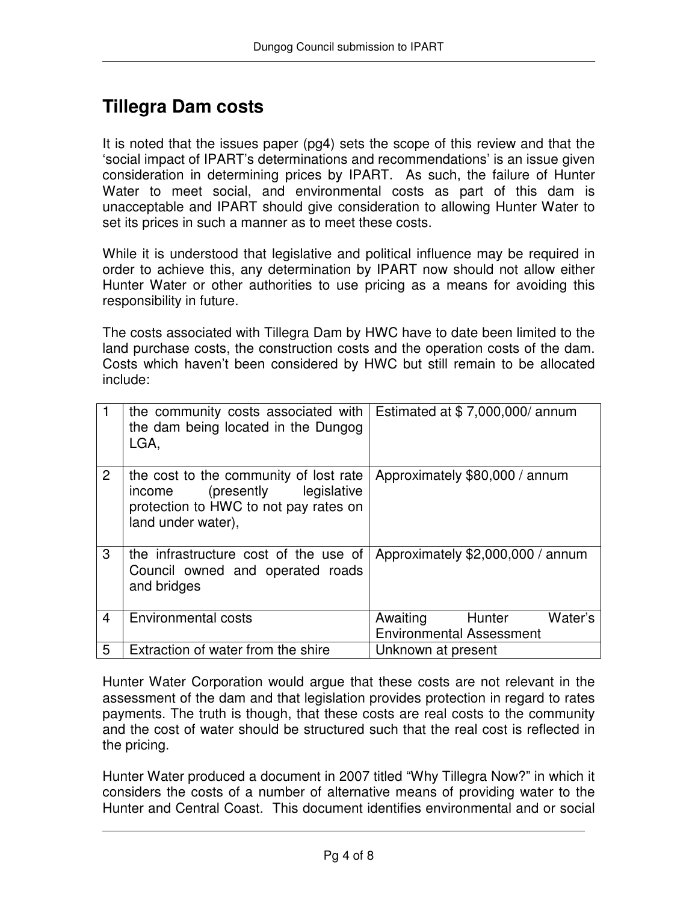## Tillegra Dam costs

It is noted that the issues paper (pg4) sets the scope of this review and that the 'social impact of IPART's determinations and recommendations' is an issue given consideration in determining prices by IPART. As such, the failure of Hunter Water to meet social, and environmental costs as part of this dam is unacceptable and IPART should give consideration to allowing Hunter Water to set its prices in such a manner as to meet these costs.

While it is understood that legislative and political influence may be required in order to achieve this, any determination by IPART now should not allow either Hunter Water or other authorities to use pricing as a means for avoiding this responsibility in future.

The costs associated with Tillegra Dam by HWC have to date been limited to the land purchase costs, the construction costs and the operation costs of the dam. Costs which haven't been considered by HWC but still remain to be allocated include:

| | | |
|---|---|---|
| 1 | the community costs associated with the dam being located in the Dungog LGA, | Estimated at $ 7,000,000/ annum |
| 2 | the cost to the community of lost rate income (presently legislative protection to HWC to not pay rates on land under water), | Approximately $80,000 / annum |
| 3 | the infrastructure cost of the use of Council owned and operated roads and bridges | Approximately $2,000,000 / annum |
| 4 | Environmental costs | Awaiting Hunter Water's Environmental Assessment |
| 5 | Extraction of water from the shire | Unknown at present |

Hunter Water Corporation would argue that these costs are not relevant in the assessment of the dam and that legislation provides protection in regard to rates payments. The truth is though, that these costs are real costs to the community and the cost of water should be structured such that the real cost is reflected in the pricing.

Hunter Water produced a document in 2007 titled "Why Tillegra Now?" in which it considers the costs of a number of alternative means of providing water to the Hunter and Central Coast. This document identifies environmental and or social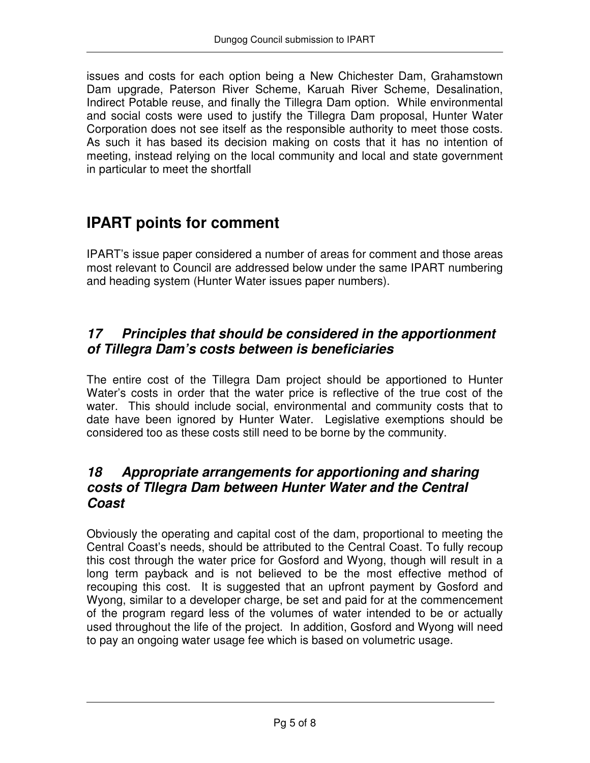issues and costs for each option being a New Chichester Dam, Grahamstown Dam upgrade, Paterson River Scheme, Karuah River Scheme, Desalination, Indirect Potable reuse, and finally the Tillegra Dam option. While environmental and social costs were used to justify the Tillegra Dam proposal, Hunter Water Corporation does not see itself as the responsible authority to meet those costs. As such it has based its decision making on costs that it has no intention of meeting, instead relying on the local community and local and state government in particular to meet the shortfall

# IPART points for comment

IPART's issue paper considered a number of areas for comment and those areas most relevant to Council are addressed below under the same IPART numbering and heading system (Hunter Water issues paper numbers).

## *17 Principles that should be considered in the apportionment of Tillegra Dam's costs between is beneficiaries*

The entire cost of the Tillegra Dam project should be apportioned to Hunter Water's costs in order that the water price is reflective of the true cost of the water. This should include social, environmental and community costs that to date have been ignored by Hunter Water. Legislative exemptions should be considered too as these costs still need to be borne by the community.

## *18 Appropriate arrangements for apportioning and sharing costs of Tllegra Dam between Hunter Water and the Central Coast*

Obviously the operating and capital cost of the dam, proportional to meeting the Central Coast's needs, should be attributed to the Central Coast. To fully recoup this cost through the water price for Gosford and Wyong, though will result in a long term payback and is not believed to be the most effective method of recouping this cost. It is suggested that an upfront payment by Gosford and Wyong, similar to a developer charge, be set and paid for at the commencement of the program regard less of the volumes of water intended to be or actually used throughout the life of the project. In addition, Gosford and Wyong will need to pay an ongoing water usage fee which is based on volumetric usage.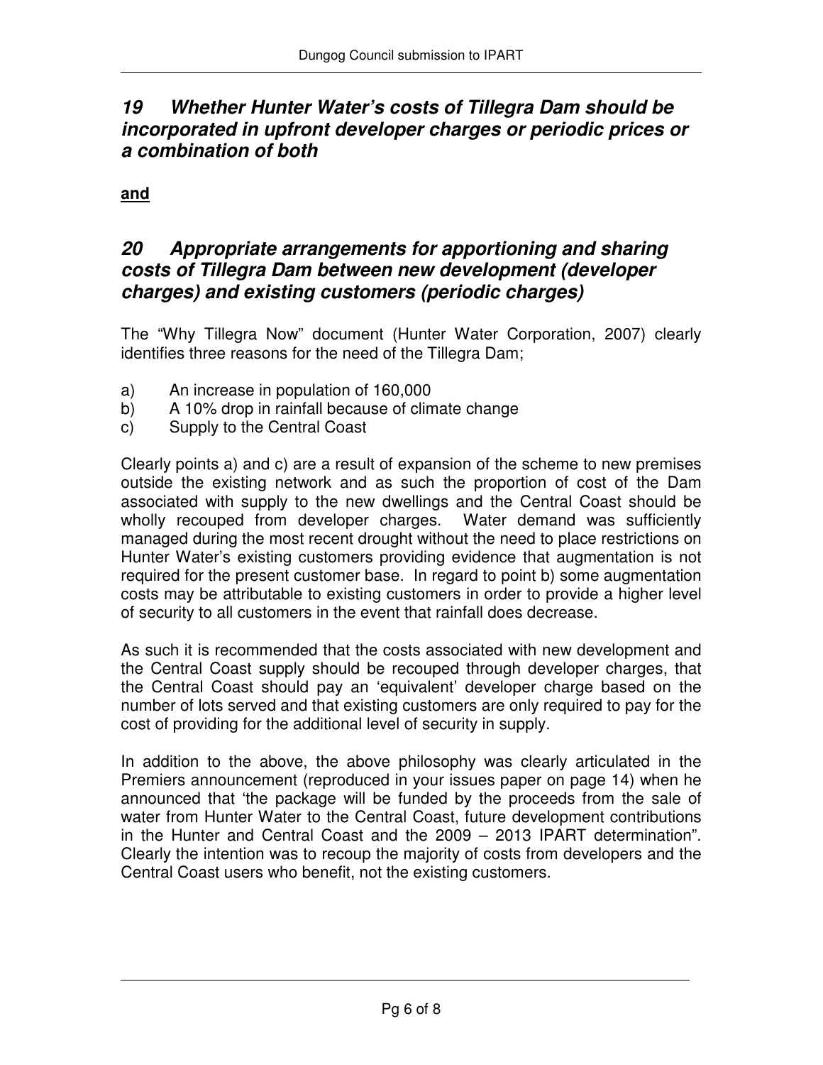## *19 Whether Hunter Water's costs of Tillegra Dam should be incorporated in upfront developer charges or periodic prices or a combination of both*

**and**

## *20 Appropriate arrangements for apportioning and sharing costs of Tillegra Dam between new development (developer charges) and existing customers (periodic charges)*

The "Why Tillegra Now" document (Hunter Water Corporation, 2007) clearly identifies three reasons for the need of the Tillegra Dam;

a) An increase in population of 160,000
b) A 10% drop in rainfall because of climate change
c) Supply to the Central Coast

Clearly points a) and c) are a result of expansion of the scheme to new premises outside the existing network and as such the proportion of cost of the Dam associated with supply to the new dwellings and the Central Coast should be wholly recouped from developer charges. Water demand was sufficiently managed during the most recent drought without the need to place restrictions on Hunter Water's existing customers providing evidence that augmentation is not required for the present customer base. In regard to point b) some augmentation costs may be attributable to existing customers in order to provide a higher level of security to all customers in the event that rainfall does decrease.

As such it is recommended that the costs associated with new development and the Central Coast supply should be recouped through developer charges, that the Central Coast should pay an 'equivalent' developer charge based on the number of lots served and that existing customers are only required to pay for the cost of providing for the additional level of security in supply.

In addition to the above, the above philosophy was clearly articulated in the Premiers announcement (reproduced in your issues paper on page 14) when he announced that 'the package will be funded by the proceeds from the sale of water from Hunter Water to the Central Coast, future development contributions in the Hunter and Central Coast and the 2009 – 2013 IPART determination". Clearly the intention was to recoup the majority of costs from developers and the Central Coast users who benefit, not the existing customers.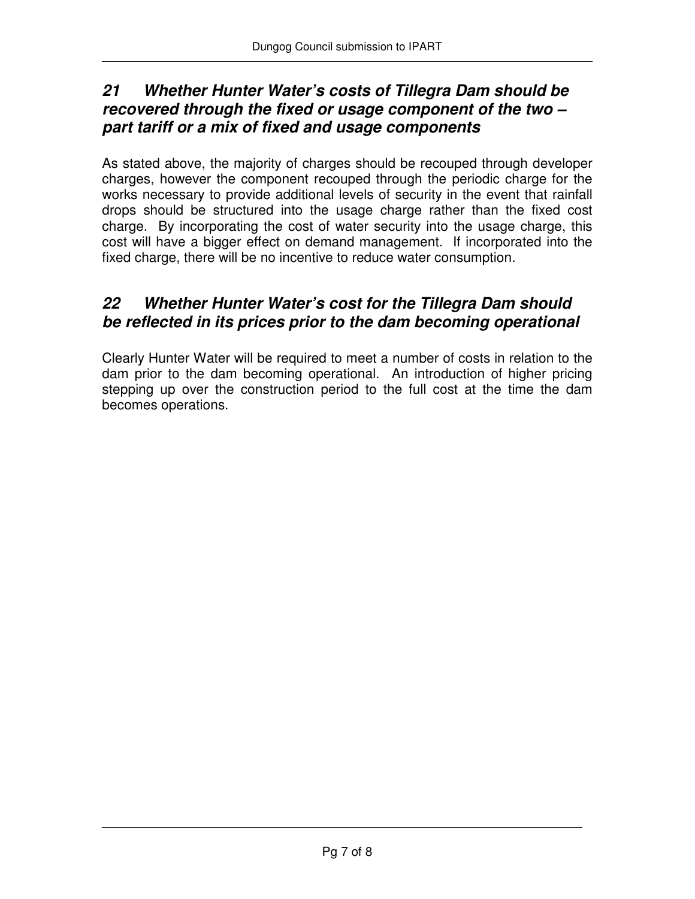## *21 Whether Hunter Water's costs of Tillegra Dam should be recovered through the fixed or usage component of the two – part tariff or a mix of fixed and usage components*

As stated above, the majority of charges should be recouped through developer charges, however the component recouped through the periodic charge for the works necessary to provide additional levels of security in the event that rainfall drops should be structured into the usage charge rather than the fixed cost charge. By incorporating the cost of water security into the usage charge, this cost will have a bigger effect on demand management. If incorporated into the fixed charge, there will be no incentive to reduce water consumption.

## *22 Whether Hunter Water's cost for the Tillegra Dam should be reflected in its prices prior to the dam becoming operational*

Clearly Hunter Water will be required to meet a number of costs in relation to the dam prior to the dam becoming operational. An introduction of higher pricing stepping up over the construction period to the full cost at the time the dam becomes operations.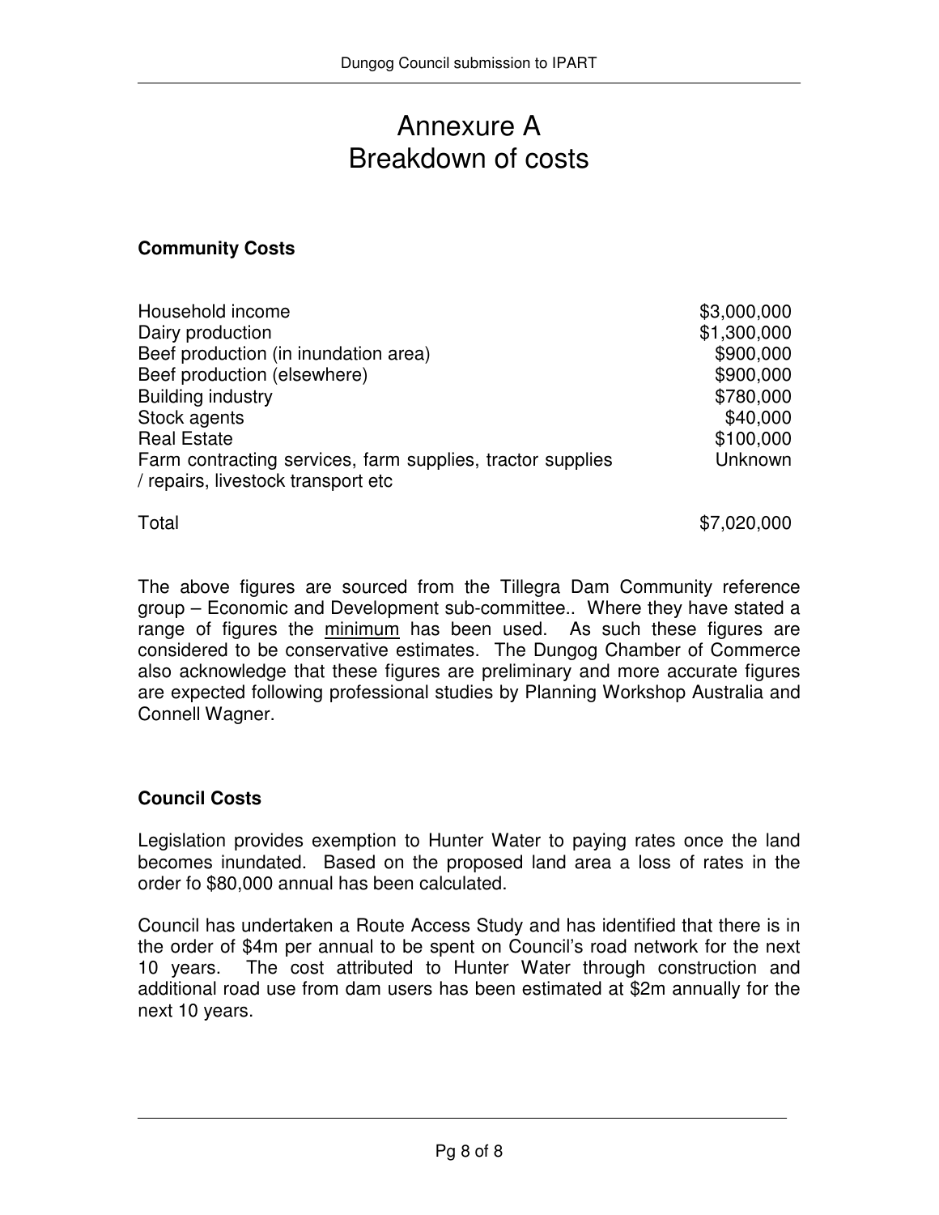# Annexure A
# Breakdown of costs

**Community Costs**

| | |
|---|---|
| Household income | $3,000,000 |
| Dairy production | $1,300,000 |
| Beef production (in inundation area) | $900,000 |
| Beef production (elsewhere) | $900,000 |
| Building industry | $780,000 |
| Stock agents | $40,000 |
| Real Estate | $100,000 |
| Farm contracting services, farm supplies, tractor supplies / repairs, livestock transport etc | Unknown |
| Total | $7,020,000 |

The above figures are sourced from the Tillegra Dam Community reference group – Economic and Development sub-committee.. Where they have stated a range of figures the minimum has been used. As such these figures are considered to be conservative estimates. The Dungog Chamber of Commerce also acknowledge that these figures are preliminary and more accurate figures are expected following professional studies by Planning Workshop Australia and Connell Wagner.

**Council Costs**

Legislation provides exemption to Hunter Water to paying rates once the land becomes inundated. Based on the proposed land area a loss of rates in the order fo $80,000 annual has been calculated.

Council has undertaken a Route Access Study and has identified that there is in the order of $4m per annual to be spent on Council's road network for the next 10 years. The cost attributed to Hunter Water through construction and additional road use from dam users has been estimated at $2m annually for the next 10 years.